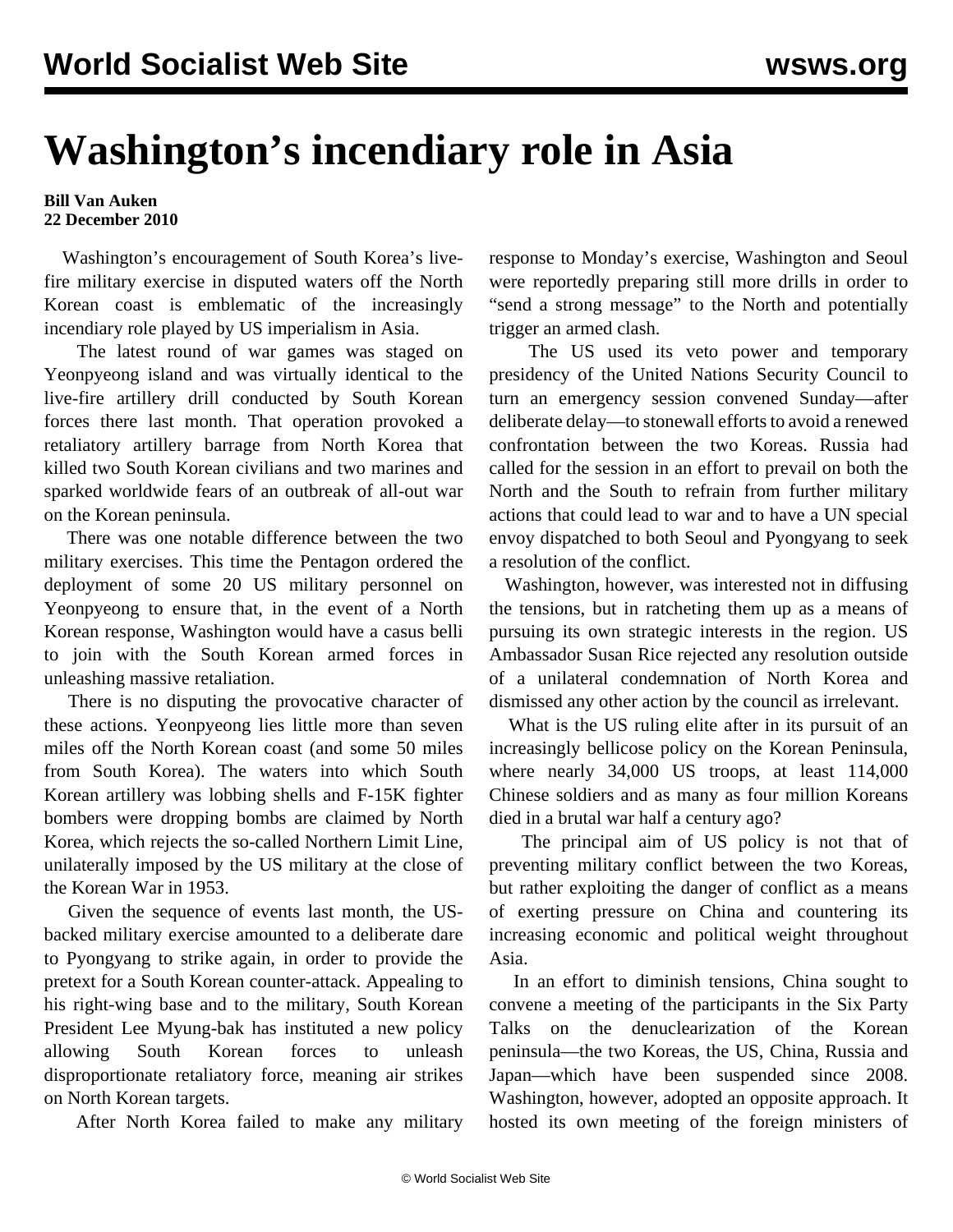# Washington's incendiary role in Asia

**Bill Van Auken**
**22 December 2010**

Washington's encouragement of South Korea's live-fire military exercise in disputed waters off the North Korean coast is emblematic of the increasingly incendiary role played by US imperialism in Asia.

The latest round of war games was staged on Yeonpyeong island and was virtually identical to the live-fire artillery drill conducted by South Korean forces there last month. That operation provoked a retaliatory artillery barrage from North Korea that killed two South Korean civilians and two marines and sparked worldwide fears of an outbreak of all-out war on the Korean peninsula.

There was one notable difference between the two military exercises. This time the Pentagon ordered the deployment of some 20 US military personnel on Yeonpyeong to ensure that, in the event of a North Korean response, Washington would have a casus belli to join with the South Korean armed forces in unleashing massive retaliation.

There is no disputing the provocative character of these actions. Yeonpyeong lies little more than seven miles off the North Korean coast (and some 50 miles from South Korea). The waters into which South Korean artillery was lobbing shells and F-15K fighter bombers were dropping bombs are claimed by North Korea, which rejects the so-called Northern Limit Line, unilaterally imposed by the US military at the close of the Korean War in 1953.

Given the sequence of events last month, the US-backed military exercise amounted to a deliberate dare to Pyongyang to strike again, in order to provide the pretext for a South Korean counter-attack. Appealing to his right-wing base and to the military, South Korean President Lee Myung-bak has instituted a new policy allowing South Korean forces to unleash disproportionate retaliatory force, meaning air strikes on North Korean targets.

After North Korea failed to make any military response to Monday's exercise, Washington and Seoul were reportedly preparing still more drills in order to "send a strong message" to the North and potentially trigger an armed clash.

The US used its veto power and temporary presidency of the United Nations Security Council to turn an emergency session convened Sunday—after deliberate delay—to stonewall efforts to avoid a renewed confrontation between the two Koreas. Russia had called for the session in an effort to prevail on both the North and the South to refrain from further military actions that could lead to war and to have a UN special envoy dispatched to both Seoul and Pyongyang to seek a resolution of the conflict.

Washington, however, was interested not in diffusing the tensions, but in ratcheting them up as a means of pursuing its own strategic interests in the region. US Ambassador Susan Rice rejected any resolution outside of a unilateral condemnation of North Korea and dismissed any other action by the council as irrelevant.

What is the US ruling elite after in its pursuit of an increasingly bellicose policy on the Korean Peninsula, where nearly 34,000 US troops, at least 114,000 Chinese soldiers and as many as four million Koreans died in a brutal war half a century ago?

The principal aim of US policy is not that of preventing military conflict between the two Koreas, but rather exploiting the danger of conflict as a means of exerting pressure on China and countering its increasing economic and political weight throughout Asia.

In an effort to diminish tensions, China sought to convene a meeting of the participants in the Six Party Talks on the denuclearization of the Korean peninsula—the two Koreas, the US, China, Russia and Japan—which have been suspended since 2008. Washington, however, adopted an opposite approach. It hosted its own meeting of the foreign ministers of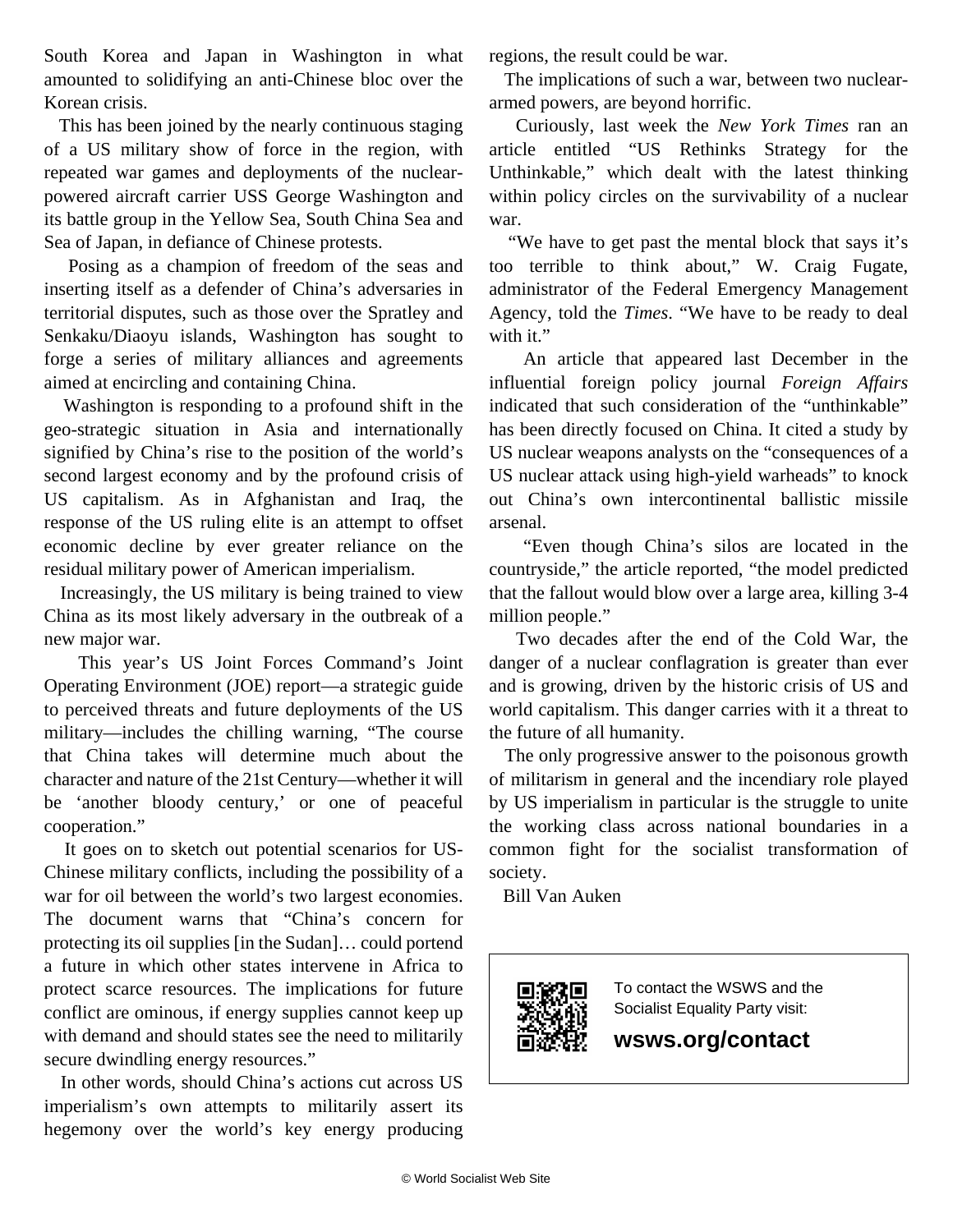South Korea and Japan in Washington in what amounted to solidifying an anti-Chinese bloc over the Korean crisis.

This has been joined by the nearly continuous staging of a US military show of force in the region, with repeated war games and deployments of the nuclear-powered aircraft carrier USS George Washington and its battle group in the Yellow Sea, South China Sea and Sea of Japan, in defiance of Chinese protests.

Posing as a champion of freedom of the seas and inserting itself as a defender of China's adversaries in territorial disputes, such as those over the Spratley and Senkaku/Diaoyu islands, Washington has sought to forge a series of military alliances and agreements aimed at encircling and containing China.

Washington is responding to a profound shift in the geo-strategic situation in Asia and internationally signified by China's rise to the position of the world's second largest economy and by the profound crisis of US capitalism. As in Afghanistan and Iraq, the response of the US ruling elite is an attempt to offset economic decline by ever greater reliance on the residual military power of American imperialism.

Increasingly, the US military is being trained to view China as its most likely adversary in the outbreak of a new major war.

This year's US Joint Forces Command's Joint Operating Environment (JOE) report—a strategic guide to perceived threats and future deployments of the US military—includes the chilling warning, "The course that China takes will determine much about the character and nature of the 21st Century—whether it will be 'another bloody century,' or one of peaceful cooperation."

It goes on to sketch out potential scenarios for US-Chinese military conflicts, including the possibility of a war for oil between the world's two largest economies. The document warns that "China's concern for protecting its oil supplies [in the Sudan]… could portend a future in which other states intervene in Africa to protect scarce resources. The implications for future conflict are ominous, if energy supplies cannot keep up with demand and should states see the need to militarily secure dwindling energy resources."

In other words, should China's actions cut across US imperialism's own attempts to militarily assert its hegemony over the world's key energy producing regions, the result could be war.

The implications of such a war, between two nuclear-armed powers, are beyond horrific.

Curiously, last week the *New York Times* ran an article entitled "US Rethinks Strategy for the Unthinkable," which dealt with the latest thinking within policy circles on the survivability of a nuclear war.

"We have to get past the mental block that says it's too terrible to think about," W. Craig Fugate, administrator of the Federal Emergency Management Agency, told the *Times*. "We have to be ready to deal with it."

An article that appeared last December in the influential foreign policy journal *Foreign Affairs* indicated that such consideration of the "unthinkable" has been directly focused on China. It cited a study by US nuclear weapons analysts on the "consequences of a US nuclear attack using high-yield warheads" to knock out China's own intercontinental ballistic missile arsenal.

"Even though China's silos are located in the countryside," the article reported, "the model predicted that the fallout would blow over a large area, killing 3-4 million people."

Two decades after the end of the Cold War, the danger of a nuclear conflagration is greater than ever and is growing, driven by the historic crisis of US and world capitalism. This danger carries with it a threat to the future of all humanity.

The only progressive answer to the poisonous growth of militarism in general and the incendiary role played by US imperialism in particular is the struggle to unite the working class across national boundaries in a common fight for the socialist transformation of society.

Bill Van Auken

To contact the WSWS and the Socialist Equality Party visit:

**wsws.org/contact**